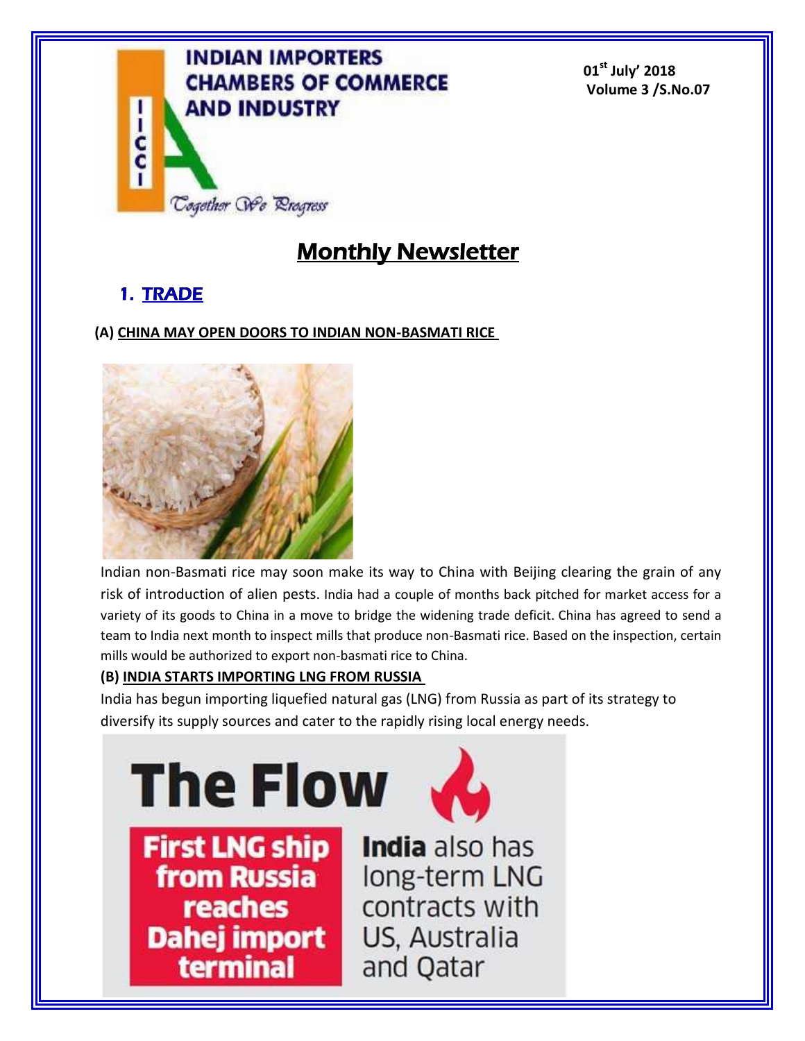**INDIAN IMPORTERS CHAMBERS OF COMMERCE AND INDUSTRY**

*Together We Progress*

**01st July' 2018**
**Volume 3 /S.No.07**

# Monthly Newsletter

## 1. TRADE

### (A) CHINA MAY OPEN DOORS TO INDIAN NON-BASMATI RICE

Indian non-Basmati rice may soon make its way to China with Beijing clearing the grain of any risk of introduction of alien pests. India had a couple of months back pitched for market access for a variety of its goods to China in a move to bridge the widening trade deficit. China has agreed to send a team to India next month to inspect mills that produce non-Basmati rice. Based on the inspection, certain mills would be authorized to export non-basmati rice to China.

### (B) INDIA STARTS IMPORTING LNG FROM RUSSIA

India has begun importing liquefied natural gas (LNG) from Russia as part of its strategy to diversify its supply sources and cater to the rapidly rising local energy needs.

**The Flow**

**First LNG ship from Russia reaches Dahej import terminal**

**India** also has long-term LNG contracts with US, Australia and Qatar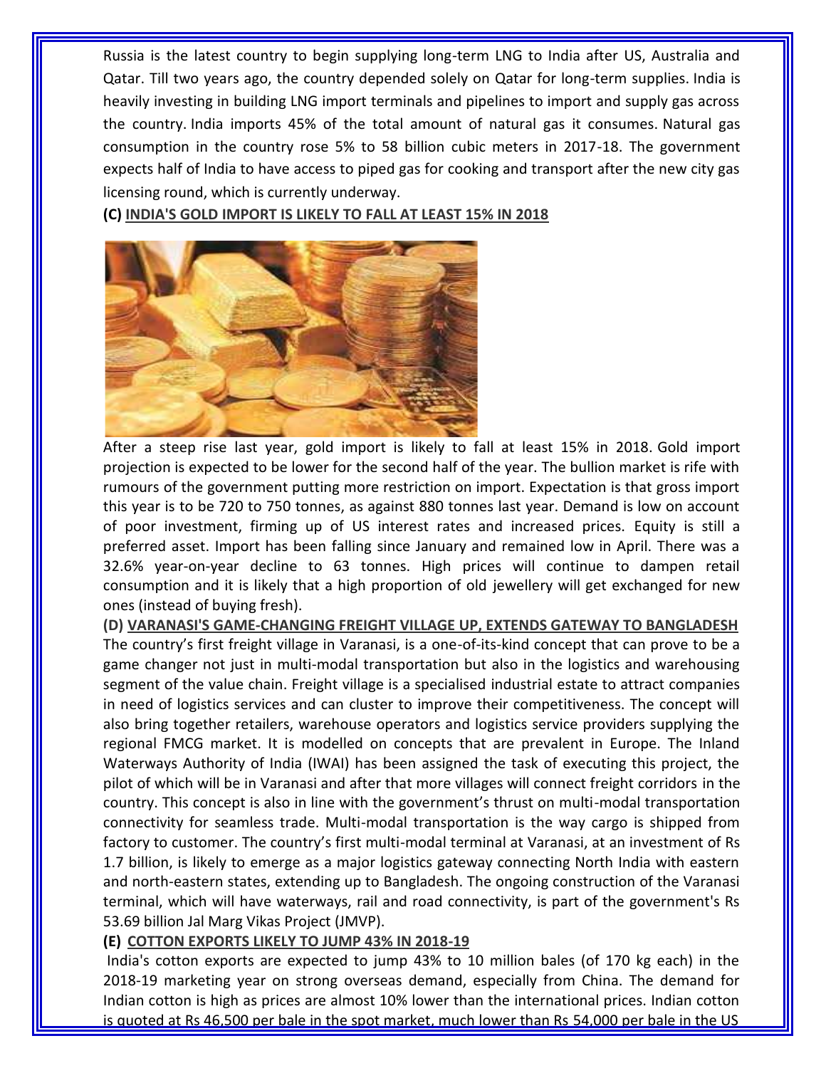Russia is the latest country to begin supplying long-term LNG to India after US, Australia and Qatar. Till two years ago, the country depended solely on Qatar for long-term supplies. India is heavily investing in building LNG import terminals and pipelines to import and supply gas across the country. India imports 45% of the total amount of natural gas it consumes. Natural gas consumption in the country rose 5% to 58 billion cubic meters in 2017-18. The government expects half of India to have access to piped gas for cooking and transport after the new city gas licensing round, which is currently underway.

**(C) INDIA'S GOLD IMPORT IS LIKELY TO FALL AT LEAST 15% IN 2018**

After a steep rise last year, gold import is likely to fall at least 15% in 2018. Gold import projection is expected to be lower for the second half of the year. The bullion market is rife with rumours of the government putting more restriction on import. Expectation is that gross import this year is to be 720 to 750 tonnes, as against 880 tonnes last year. Demand is low on account of poor investment, firming up of US interest rates and increased prices. Equity is still a preferred asset. Import has been falling since January and remained low in April. There was a 32.6% year-on-year decline to 63 tonnes. High prices will continue to dampen retail consumption and it is likely that a high proportion of old jewellery will get exchanged for new ones (instead of buying fresh).

**(D) VARANASI'S GAME-CHANGING FREIGHT VILLAGE UP, EXTENDS GATEWAY TO BANGLADESH**

The country's first freight village in Varanasi, is a one-of-its-kind concept that can prove to be a game changer not just in multi-modal transportation but also in the logistics and warehousing segment of the value chain. Freight village is a specialised industrial estate to attract companies in need of logistics services and can cluster to improve their competitiveness. The concept will also bring together retailers, warehouse operators and logistics service providers supplying the regional FMCG market. It is modelled on concepts that are prevalent in Europe. The Inland Waterways Authority of India (IWAI) has been assigned the task of executing this project, the pilot of which will be in Varanasi and after that more villages will connect freight corridors in the country. This concept is also in line with the government's thrust on multi-modal transportation connectivity for seamless trade. Multi-modal transportation is the way cargo is shipped from factory to customer. The country's first multi-modal terminal at Varanasi, at an investment of Rs 1.7 billion, is likely to emerge as a major logistics gateway connecting North India with eastern and north-eastern states, extending up to Bangladesh. The ongoing construction of the Varanasi terminal, which will have waterways, rail and road connectivity, is part of the government's Rs 53.69 billion Jal Marg Vikas Project (JMVP).

**(E) COTTON EXPORTS LIKELY TO JUMP 43% IN 2018-19**

India's cotton exports are expected to jump 43% to 10 million bales (of 170 kg each) in the 2018-19 marketing year on strong overseas demand, especially from China. The demand for Indian cotton is high as prices are almost 10% lower than the international prices. Indian cotton is quoted at Rs 46,500 per bale in the spot market, much lower than Rs 54,000 per bale in the US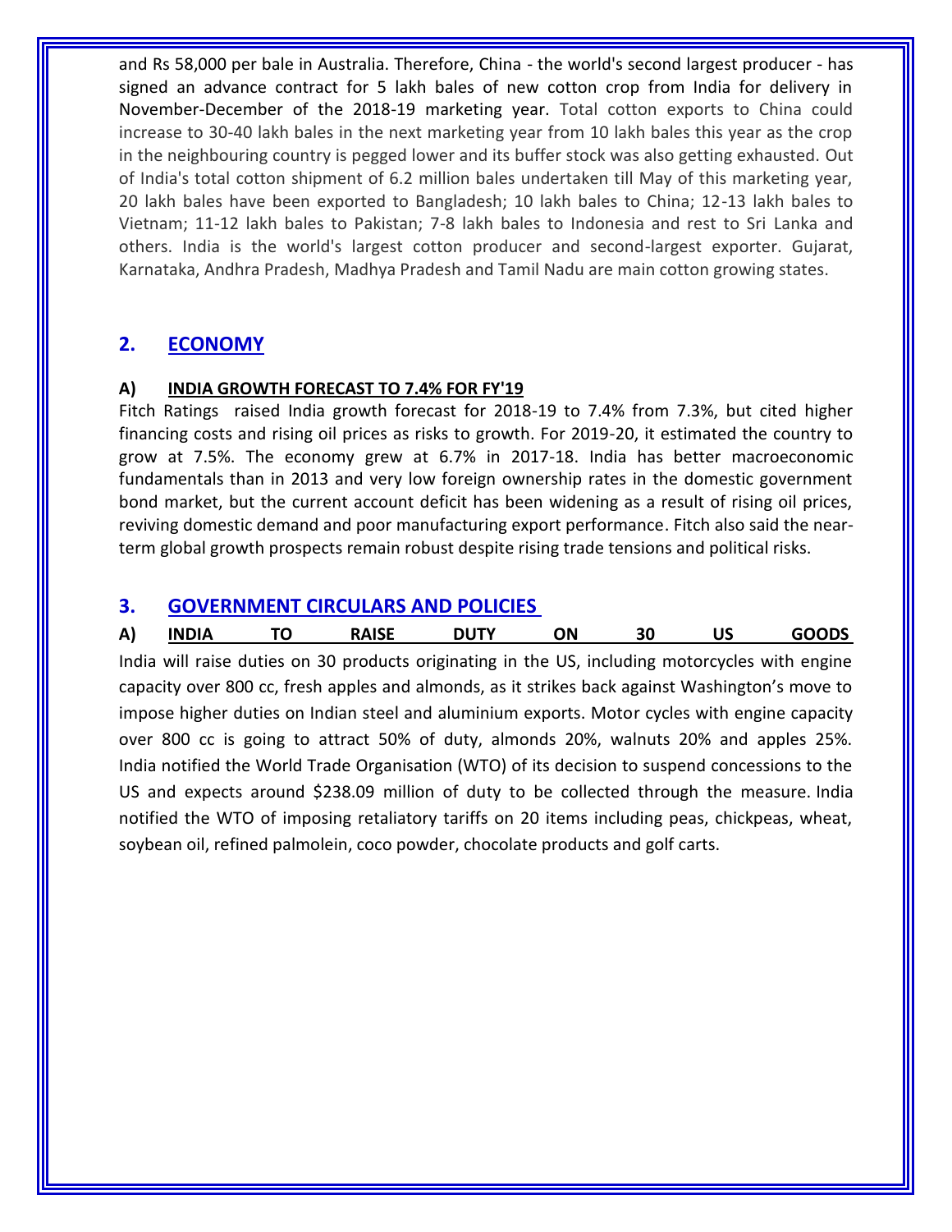and Rs 58,000 per bale in Australia. Therefore, China - the world's second largest producer - has signed an advance contract for 5 lakh bales of new cotton crop from India for delivery in November-December of the 2018-19 marketing year. Total cotton exports to China could increase to 30-40 lakh bales in the next marketing year from 10 lakh bales this year as the crop in the neighbouring country is pegged lower and its buffer stock was also getting exhausted. Out of India's total cotton shipment of 6.2 million bales undertaken till May of this marketing year, 20 lakh bales have been exported to Bangladesh; 10 lakh bales to China; 12-13 lakh bales to Vietnam; 11-12 lakh bales to Pakistan; 7-8 lakh bales to Indonesia and rest to Sri Lanka and others. India is the world's largest cotton producer and second-largest exporter. Gujarat, Karnataka, Andhra Pradesh, Madhya Pradesh and Tamil Nadu are main cotton growing states.

## 2. ECONOMY

### A) INDIA GROWTH FORECAST TO 7.4% FOR FY'19

Fitch Ratings raised India growth forecast for 2018-19 to 7.4% from 7.3%, but cited higher financing costs and rising oil prices as risks to growth. For 2019-20, it estimated the country to grow at 7.5%. The economy grew at 6.7% in 2017-18. India has better macroeconomic fundamentals than in 2013 and very low foreign ownership rates in the domestic government bond market, but the current account deficit has been widening as a result of rising oil prices, reviving domestic demand and poor manufacturing export performance. Fitch also said the near-term global growth prospects remain robust despite rising trade tensions and political risks.

## 3. GOVERNMENT CIRCULARS AND POLICIES

### A) INDIA TO RAISE DUTY ON 30 US GOODS

India will raise duties on 30 products originating in the US, including motorcycles with engine capacity over 800 cc, fresh apples and almonds, as it strikes back against Washington's move to impose higher duties on Indian steel and aluminium exports. Motor cycles with engine capacity over 800 cc is going to attract 50% of duty, almonds 20%, walnuts 20% and apples 25%. India notified the World Trade Organisation (WTO) of its decision to suspend concessions to the US and expects around $238.09 million of duty to be collected through the measure. India notified the WTO of imposing retaliatory tariffs on 20 items including peas, chickpeas, wheat, soybean oil, refined palmolein, coco powder, chocolate products and golf carts.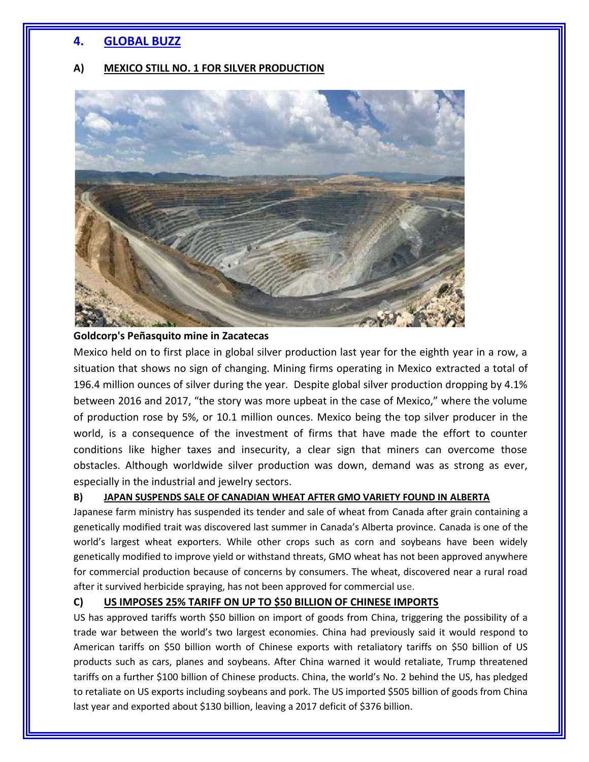## 4. GLOBAL BUZZ

### A) MEXICO STILL NO. 1 FOR SILVER PRODUCTION

**Goldcorp's Peñasquito mine in Zacatecas**

Mexico held on to first place in global silver production last year for the eighth year in a row, a situation that shows no sign of changing. Mining firms operating in Mexico extracted a total of 196.4 million ounces of silver during the year. Despite global silver production dropping by 4.1% between 2016 and 2017, "the story was more upbeat in the case of Mexico," where the volume of production rose by 5%, or 10.1 million ounces. Mexico being the top silver producer in the world, is a consequence of the investment of firms that have made the effort to counter conditions like higher taxes and insecurity, a clear sign that miners can overcome those obstacles. Although worldwide silver production was down, demand was as strong as ever, especially in the industrial and jewelry sectors.

### B) JAPAN SUSPENDS SALE OF CANADIAN WHEAT AFTER GMO VARIETY FOUND IN ALBERTA

Japanese farm ministry has suspended its tender and sale of wheat from Canada after grain containing a genetically modified trait was discovered last summer in Canada's Alberta province. Canada is one of the world's largest wheat exporters. While other crops such as corn and soybeans have been widely genetically modified to improve yield or withstand threats, GMO wheat has not been approved anywhere for commercial production because of concerns by consumers. The wheat, discovered near a rural road after it survived herbicide spraying, has not been approved for commercial use.

### C) US IMPOSES 25% TARIFF ON UP TO $50 BILLION OF CHINESE IMPORTS

US has approved tariffs worth $50 billion on import of goods from China, triggering the possibility of a trade war between the world's two largest economies. China had previously said it would respond to American tariffs on $50 billion worth of Chinese exports with retaliatory tariffs on $50 billion of US products such as cars, planes and soybeans. After China warned it would retaliate, Trump threatened tariffs on a further $100 billion of Chinese products. China, the world's No. 2 behind the US, has pledged to retaliate on US exports including soybeans and pork. The US imported $505 billion of goods from China last year and exported about $130 billion, leaving a 2017 deficit of $376 billion.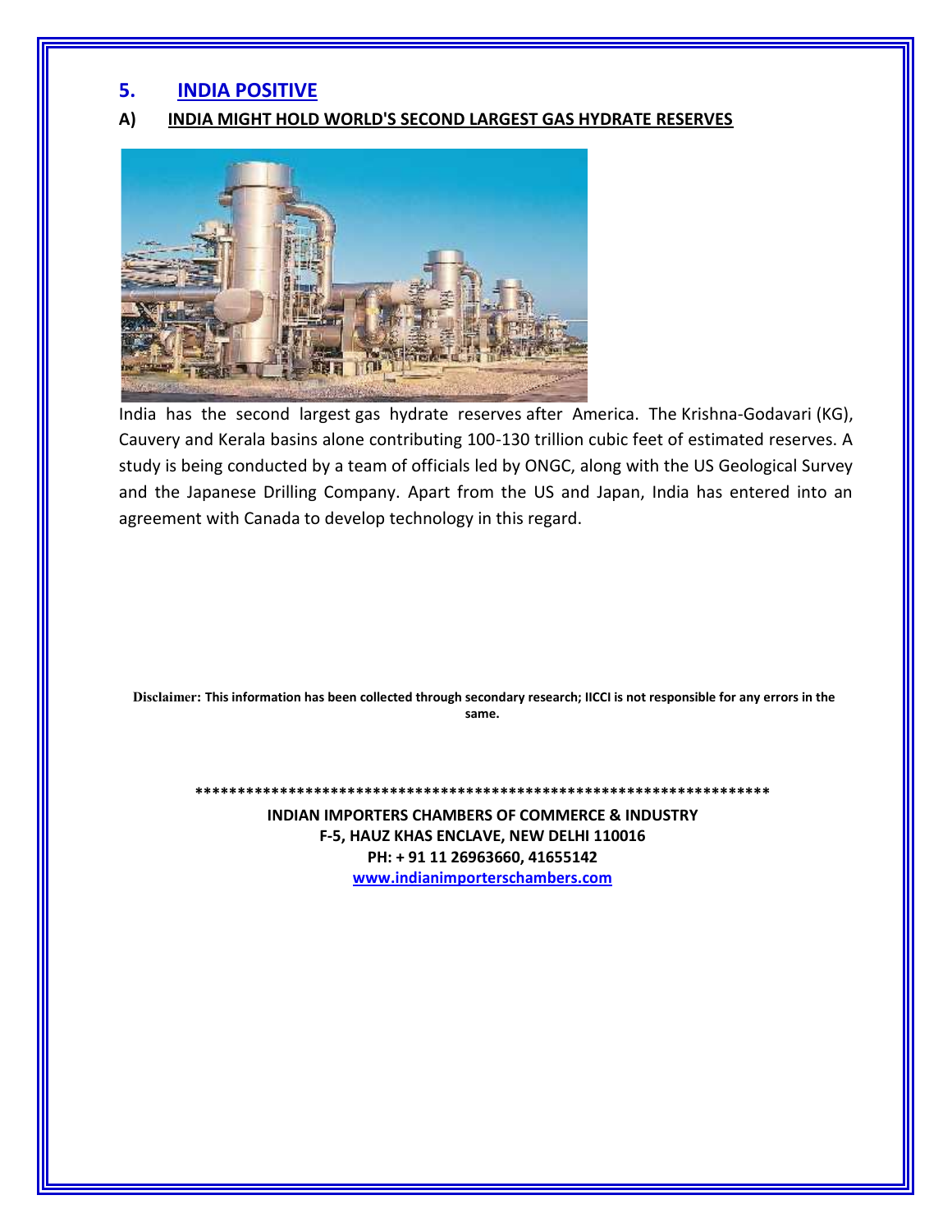## 5. INDIA POSITIVE

### A) INDIA MIGHT HOLD WORLD'S SECOND LARGEST GAS HYDRATE RESERVES

India has the second largest gas hydrate reserves after America. The Krishna-Godavari (KG), Cauvery and Kerala basins alone contributing 100-130 trillion cubic feet of estimated reserves. A study is being conducted by a team of officials led by ONGC, along with the US Geological Survey and the Japanese Drilling Company. Apart from the US and Japan, India has entered into an agreement with Canada to develop technology in this regard.

**Disclaimer: This information has been collected through secondary research; IICCI is not responsible for any errors in the same.**

*********************************************************************

**INDIAN IMPORTERS CHAMBERS OF COMMERCE & INDUSTRY**
**F-5, HAUZ KHAS ENCLAVE, NEW DELHI 110016**
**PH: + 91 11 26963660, 41655142**
**www.indianimporterschambers.com**